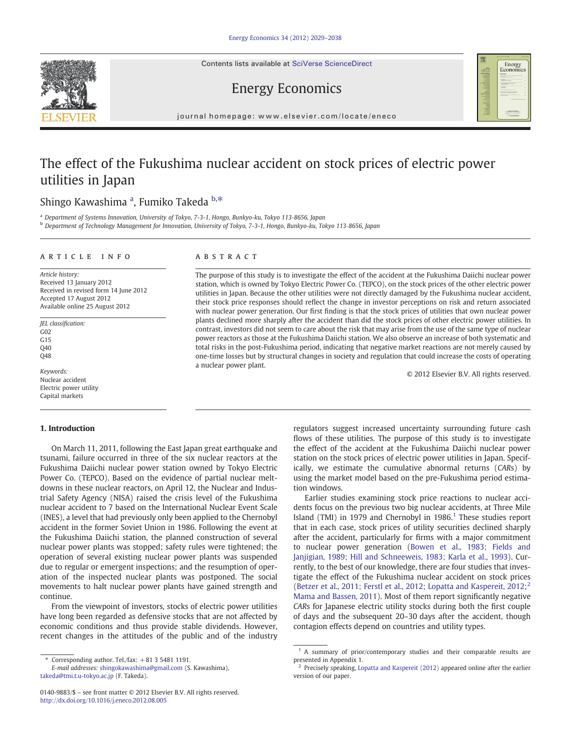# The effect of the Fukushima nuclear accident on stock prices of electric power utilities in Japan

Shingo Kawashima [a], Fumiko Takeda [b,*]

[a] Department of Systems Innovation, University of Tokyo, 7-3-1, Hongo, Bunkyo-ku, Tokyo 113-8656, Japan

[b] Department of Technology Management for Innovation, University of Tokyo, 7-3-1, Hongo, Bunkyo-ku, Tokyo 113-8656, Japan

## ARTICLE INFO

*Article history:*
Received 13 January 2012
Received in revised form 14 June 2012
Accepted 17 August 2012
Available online 25 August 2012

*JEL classification:*
G02
G15
Q40
Q48

*Keywords:*
Nuclear accident
Electric power utility
Capital markets

## ABSTRACT

The purpose of this study is to investigate the effect of the accident at the Fukushima Daiichi nuclear power station, which is owned by Tokyo Electric Power Co. (TEPCO), on the stock prices of the other electric power utilities in Japan. Because the other utilities were not directly damaged by the Fukushima nuclear accident, their stock price responses should reflect the change in investor perceptions on risk and return associated with nuclear power generation. Our first finding is that the stock prices of utilities that own nuclear power plants declined more sharply after the accident than did the stock prices of other electric power utilities. In contrast, investors did not seem to care about the risk that may arise from the use of the same type of nuclear power reactors as those at the Fukushima Daiichi station. We also observe an increase of both systematic and total risks in the post-Fukushima period, indicating that negative market reactions are not merely caused by one-time losses but by structural changes in society and regulation that could increase the costs of operating a nuclear power plant.

© 2012 Elsevier B.V. All rights reserved.

## 1. Introduction

On March 11, 2011, following the East Japan great earthquake and tsunami, failure occurred in three of the six nuclear reactors at the Fukushima Daiichi nuclear power station owned by Tokyo Electric Power Co. (TEPCO). Based on the evidence of partial nuclear meltdowns in these nuclear reactors, on April 12, the Nuclear and Industrial Safety Agency (NISA) raised the crisis level of the Fukushima nuclear accident to 7 based on the International Nuclear Event Scale (INES), a level that had previously only been applied to the Chernobyl accident in the former Soviet Union in 1986. Following the event at the Fukushima Daiichi station, the planned construction of several nuclear power plants was stopped; safety rules were tightened; the operation of several existing nuclear power plants was suspended due to regular or emergent inspections; and the resumption of operation of the inspected nuclear plants was postponed. The social movements to halt nuclear power plants have gained strength and continue.

From the viewpoint of investors, stocks of electric power utilities have long been regarded as defensive stocks that are not affected by economic conditions and thus provide stable dividends. However, recent changes in the attitudes of the public and of the industry regulators suggest increased uncertainty surrounding future cash flows of these utilities. The purpose of this study is to investigate the effect of the accident at the Fukushima Daiichi nuclear power station on the stock prices of electric power utilities in Japan. Specifically, we estimate the cumulative abnormal returns (*CAR*s) by using the market model based on the pre-Fukushima period estimation windows.

Earlier studies examining stock price reactions to nuclear accidents focus on the previous two big nuclear accidents, at Three Mile Island (TMI) in 1979 and Chernobyl in 1986.[1] These studies report that in each case, stock prices of utility securities declined sharply after the accident, particularly for firms with a major commitment to nuclear power generation (Bowen et al., 1983; Fields and Janjigian, 1989; Hill and Schneeweis, 1983; Karla et al., 1993). Currently, to the best of our knowledge, there are four studies that investigate the effect of the Fukushima nuclear accident on stock prices (Betzer et al., 2011; Ferstl et al., 2012; Lopatta and Kaspereit, 2012;[2] Mama and Bassen, 2011). Most of them report significantly negative *CAR*s for Japanese electric utility stocks during both the first couple of days and the subsequent 20–30 days after the accident, though contagion effects depend on countries and utility types.

---

* Corresponding author. Tel./fax: +81 3 5481 1191.
E-mail addresses: shingokawashima@gmail.com (S. Kawashima), takeda@tmi.t.u-tokyo.ac.jp (F. Takeda).

[1] A summary of prior/contemporary studies and their comparable results are presented in Appendix 1.

[2] Precisely speaking, Lopatta and Kaspereit (2012) appeared online after the earlier version of our paper.

0140-9883/$ – see front matter © 2012 Elsevier B.V. All rights reserved.
http://dx.doi.org/10.1016/j.eneco.2012.08.005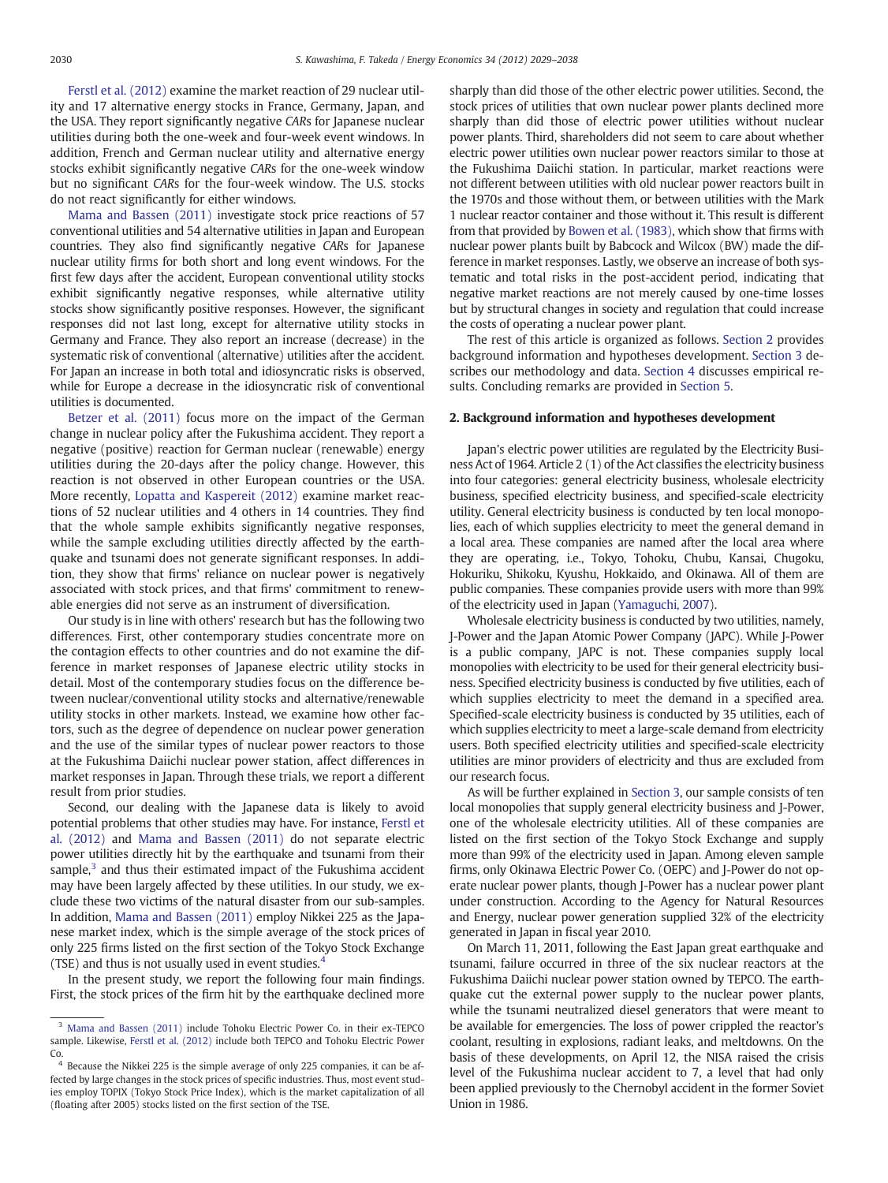Ferstl et al. (2012) examine the market reaction of 29 nuclear utility and 17 alternative energy stocks in France, Germany, Japan, and the USA. They report significantly negative *CAR*s for Japanese nuclear utilities during both the one-week and four-week event windows. In addition, French and German nuclear utility and alternative energy stocks exhibit significantly negative *CAR*s for the one-week window but no significant *CAR*s for the four-week window. The U.S. stocks do not react significantly for either windows.

Mama and Bassen (2011) investigate stock price reactions of 57 conventional utilities and 54 alternative utilities in Japan and European countries. They also find significantly negative *CAR*s for Japanese nuclear utility firms for both short and long event windows. For the first few days after the accident, European conventional utility stocks exhibit significantly negative responses, while alternative utility stocks show significantly positive responses. However, the significant responses did not last long, except for alternative utility stocks in Germany and France. They also report an increase (decrease) in the systematic risk of conventional (alternative) utilities after the accident. For Japan an increase in both total and idiosyncratic risks is observed, while for Europe a decrease in the idiosyncratic risk of conventional utilities is documented.

Betzer et al. (2011) focus more on the impact of the German change in nuclear policy after the Fukushima accident. They report a negative (positive) reaction for German nuclear (renewable) energy utilities during the 20-days after the policy change. However, this reaction is not observed in other European countries or the USA. More recently, Lopatta and Kaspereit (2012) examine market reactions of 52 nuclear utilities and 4 others in 14 countries. They find that the whole sample exhibits significantly negative responses, while the sample excluding utilities directly affected by the earthquake and tsunami does not generate significant responses. In addition, they show that firms' reliance on nuclear power is negatively associated with stock prices, and that firms' commitment to renewable energies did not serve as an instrument of diversification.

Our study is in line with others' research but has the following two differences. First, other contemporary studies concentrate more on the contagion effects to other countries and do not examine the difference in market responses of Japanese electric utility stocks in detail. Most of the contemporary studies focus on the difference between nuclear/conventional utility stocks and alternative/renewable utility stocks in other markets. Instead, we examine how other factors, such as the degree of dependence on nuclear power generation and the use of the similar types of nuclear power reactors to those at the Fukushima Daiichi nuclear power station, affect differences in market responses in Japan. Through these trials, we report a different result from prior studies.

Second, our dealing with the Japanese data is likely to avoid potential problems that other studies may have. For instance, Ferstl et al. (2012) and Mama and Bassen (2011) do not separate electric power utilities directly hit by the earthquake and tsunami from their sample,[3] and thus their estimated impact of the Fukushima accident may have been largely affected by these utilities. In our study, we exclude these two victims of the natural disaster from our sub-samples. In addition, Mama and Bassen (2011) employ Nikkei 225 as the Japanese market index, which is the simple average of the stock prices of only 225 firms listed on the first section of the Tokyo Stock Exchange (TSE) and thus is not usually used in event studies.[4]

In the present study, we report the following four main findings. First, the stock prices of the firm hit by the earthquake declined more sharply than did those of the other electric power utilities. Second, the stock prices of utilities that own nuclear power plants declined more sharply than did those of electric power utilities without nuclear power plants. Third, shareholders did not seem to care about whether electric power utilities own nuclear power reactors similar to those at the Fukushima Daiichi station. In particular, market reactions were not different between utilities with old nuclear power reactors built in the 1970s and those without them, or between utilities with the Mark 1 nuclear reactor container and those without it. This result is different from that provided by Bowen et al. (1983), which show that firms with nuclear power plants built by Babcock and Wilcox (BW) made the difference in market responses. Lastly, we observe an increase of both systematic and total risks in the post-accident period, indicating that negative market reactions are not merely caused by one-time losses but by structural changes in society and regulation that could increase the costs of operating a nuclear power plant.

The rest of this article is organized as follows. Section 2 provides background information and hypotheses development. Section 3 describes our methodology and data. Section 4 discusses empirical results. Concluding remarks are provided in Section 5.

## 2. Background information and hypotheses development

Japan's electric power utilities are regulated by the Electricity Business Act of 1964. Article 2 (1) of the Act classifies the electricity business into four categories: general electricity business, wholesale electricity business, specified electricity business, and specified-scale electricity utility. General electricity business is conducted by ten local monopolies, each of which supplies electricity to meet the general demand in a local area. These companies are named after the local area where they are operating, i.e., Tokyo, Tohoku, Chubu, Kansai, Chugoku, Hokuriku, Shikoku, Kyushu, Hokkaido, and Okinawa. All of them are public companies. These companies provide users with more than 99% of the electricity used in Japan (Yamaguchi, 2007).

Wholesale electricity business is conducted by two utilities, namely, J-Power and the Japan Atomic Power Company (JAPC). While J-Power is a public company, JAPC is not. These companies supply local monopolies with electricity to be used for their general electricity business. Specified electricity business is conducted by five utilities, each of which supplies electricity to meet the demand in a specified area. Specified-scale electricity business is conducted by 35 utilities, each of which supplies electricity to meet a large-scale demand from electricity users. Both specified electricity utilities and specified-scale electricity utilities are minor providers of electricity and thus are excluded from our research focus.

As will be further explained in Section 3, our sample consists of ten local monopolies that supply general electricity business and J-Power, one of the wholesale electricity utilities. All of these companies are listed on the first section of the Tokyo Stock Exchange and supply more than 99% of the electricity used in Japan. Among eleven sample firms, only Okinawa Electric Power Co. (OEPC) and J-Power do not operate nuclear power plants, though J-Power has a nuclear power plant under construction. According to the Agency for Natural Resources and Energy, nuclear power generation supplied 32% of the electricity generated in Japan in fiscal year 2010.

On March 11, 2011, following the East Japan great earthquake and tsunami, failure occurred in three of the six nuclear reactors at the Fukushima Daiichi nuclear power station owned by TEPCO. The earthquake cut the external power supply to the nuclear power plants, while the tsunami neutralized diesel generators that were meant to be available for emergencies. The loss of power crippled the reactor's coolant, resulting in explosions, radiant leaks, and meltdowns. On the basis of these developments, on April 12, the NISA raised the crisis level of the Fukushima nuclear accident to 7, a level that had only been applied previously to the Chernobyl accident in the former Soviet Union in 1986.

---

[3] Mama and Bassen (2011) include Tohoku Electric Power Co. in their ex-TEPCO sample. Likewise, Ferstl et al. (2012) include both TEPCO and Tohoku Electric Power Co.

[4] Because the Nikkei 225 is the simple average of only 225 companies, it can be affected by large changes in the stock prices of specific industries. Thus, most event studies employ TOPIX (Tokyo Stock Price Index), which is the market capitalization of all (floating after 2005) stocks listed on the first section of the TSE.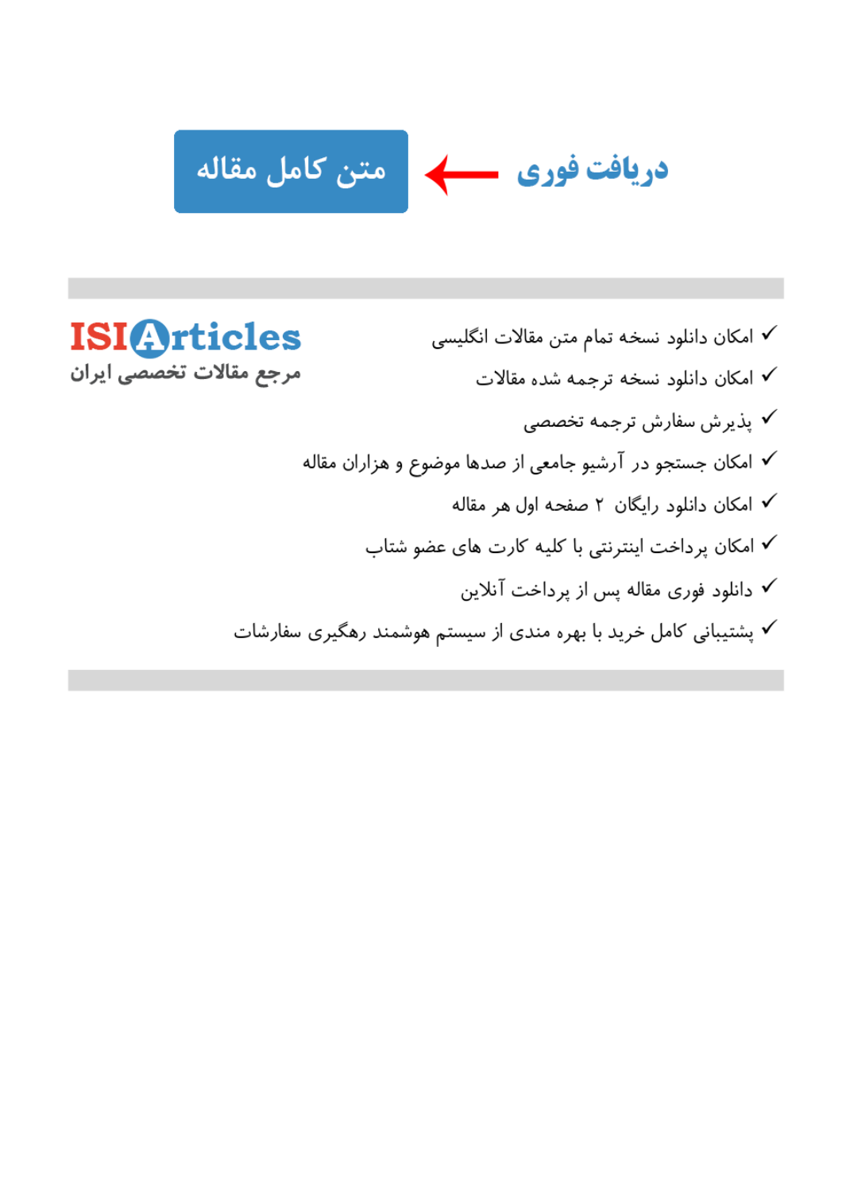دریافت فوری ← متن کامل مقاله

**ISIArticles**
مرجع مقالات تخصصی ایران

- ✓ امکان دانلود نسخه تمام متن مقالات انگلیسی
- ✓ امکان دانلود نسخه ترجمه شده مقالات
- ✓ پذیرش سفارش ترجمه تخصصی
- ✓ امکان جستجو در آرشیو جامعی از صدها موضوع و هزاران مقاله
- ✓ امکان دانلود رایگان ۲ صفحه اول هر مقاله
- ✓ امکان پرداخت اینترنتی با کلیه کارت های عضو شتاب
- ✓ دانلود فوری مقاله پس از پرداخت آنلاین
- ✓ پشتیبانی کامل خرید با بهره مندی از سیستم هوشمند رهگیری سفارشات